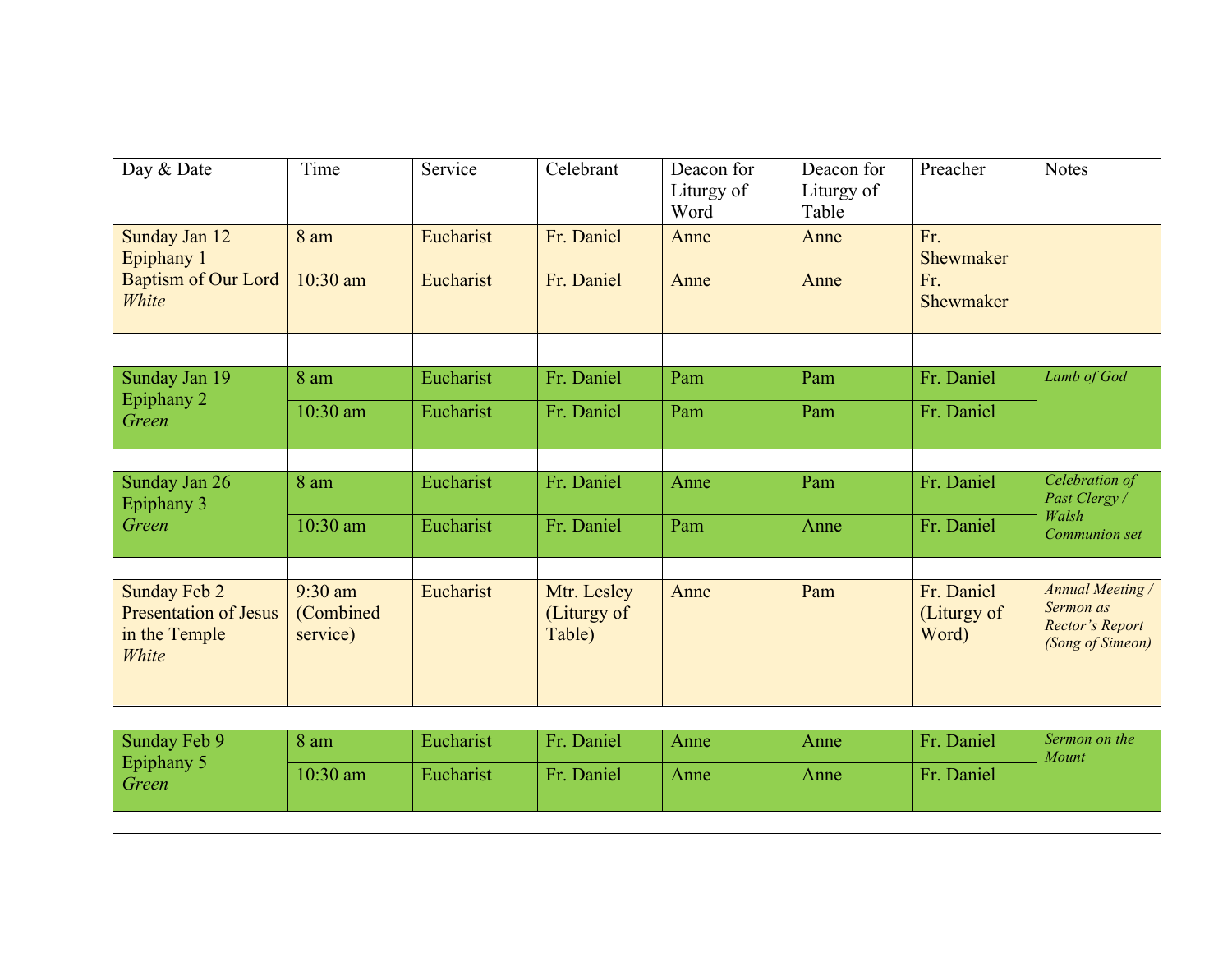| Day & Date | Time | Service | Celebrant | Deacon for Liturgy of Word | Deacon for Liturgy of Table | Preacher | Notes |
|---|---|---|---|---|---|---|---|
| Sunday Jan 12 Epiphany 1 Baptism of Our Lord *White* | 8 am | Eucharist | Fr. Daniel | Anne | Anne | Fr. Shewmaker | |
| | 10:30 am | Eucharist | Fr. Daniel | Anne | Anne | Fr. Shewmaker | |
| | | | | | | | |
| Sunday Jan 19 Epiphany 2 *Green* | 8 am | Eucharist | Fr. Daniel | Pam | Pam | Fr. Daniel | *Lamb of God* |
| | 10:30 am | Eucharist | Fr. Daniel | Pam | Pam | Fr. Daniel | |
| | | | | | | | |
| Sunday Jan 26 Epiphany 3 *Green* | 8 am | Eucharist | Fr. Daniel | Anne | Pam | Fr. Daniel | *Celebration of Past Clergy / Walsh Communion set* |
| | 10:30 am | Eucharist | Fr. Daniel | Pam | Anne | Fr. Daniel | |
| | | | | | | | |
| Sunday Feb 2 Presentation of Jesus in the Temple *White* | 9:30 am (Combined service) | Eucharist | Mtr. Lesley (Liturgy of Table) | Anne | Pam | Fr. Daniel (Liturgy of Word) | *Annual Meeting / Sermon as Rector's Report (Song of Simeon)* |
| Sunday Feb 9 Epiphany 5 *Green* | 8 am | Eucharist | Fr. Daniel | Anne | Anne | Fr. Daniel | *Sermon on the Mount* |
| | 10:30 am | Eucharist | Fr. Daniel | Anne | Anne | Fr. Daniel | |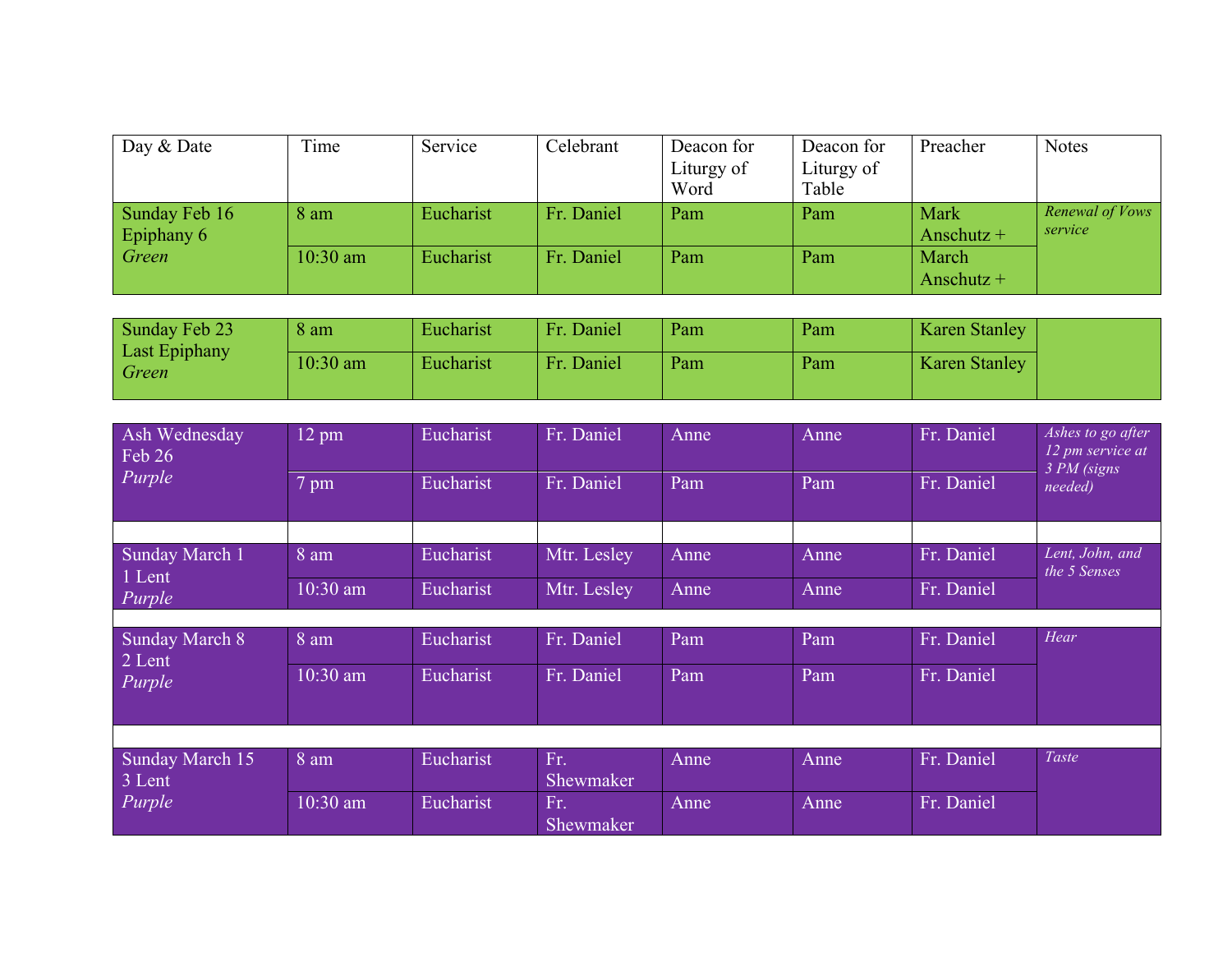| Day & Date | Time | Service | Celebrant | Deacon for Liturgy of Word | Deacon for Liturgy of Table | Preacher | Notes |
|---|---|---|---|---|---|---|---|
| Sunday Feb 16 Epiphany 6 *Green* | 8 am | Eucharist | Fr. Daniel | Pam | Pam | Mark Anschutz + | *Renewal of Vows service* |
| | 10:30 am | Eucharist | Fr. Daniel | Pam | Pam | March Anschutz + | |
| Sunday Feb 23 Last Epiphany *Green* | 8 am | Eucharist | Fr. Daniel | Pam | Pam | Karen Stanley | |
| | 10:30 am | Eucharist | Fr. Daniel | Pam | Pam | Karen Stanley | |
| Ash Wednesday Feb 26 *Purple* | 12 pm | Eucharist | Fr. Daniel | Anne | Anne | Fr. Daniel | *Ashes to go after 12 pm service at 3 PM (signs needed)* |
| | 7 pm | Eucharist | Fr. Daniel | Pam | Pam | Fr. Daniel | |
| Sunday March 1 1 Lent *Purple* | 8 am | Eucharist | Mtr. Lesley | Anne | Anne | Fr. Daniel | *Lent, John, and the 5 Senses* |
| | 10:30 am | Eucharist | Mtr. Lesley | Anne | Anne | Fr. Daniel | |
| Sunday March 8 2 Lent *Purple* | 8 am | Eucharist | Fr. Daniel | Pam | Pam | Fr. Daniel | *Hear* |
| | 10:30 am | Eucharist | Fr. Daniel | Pam | Pam | Fr. Daniel | |
| Sunday March 15 3 Lent *Purple* | 8 am | Eucharist | Fr. Shewmaker | Anne | Anne | Fr. Daniel | *Taste* |
| | 10:30 am | Eucharist | Fr. Shewmaker | Anne | Anne | Fr. Daniel | |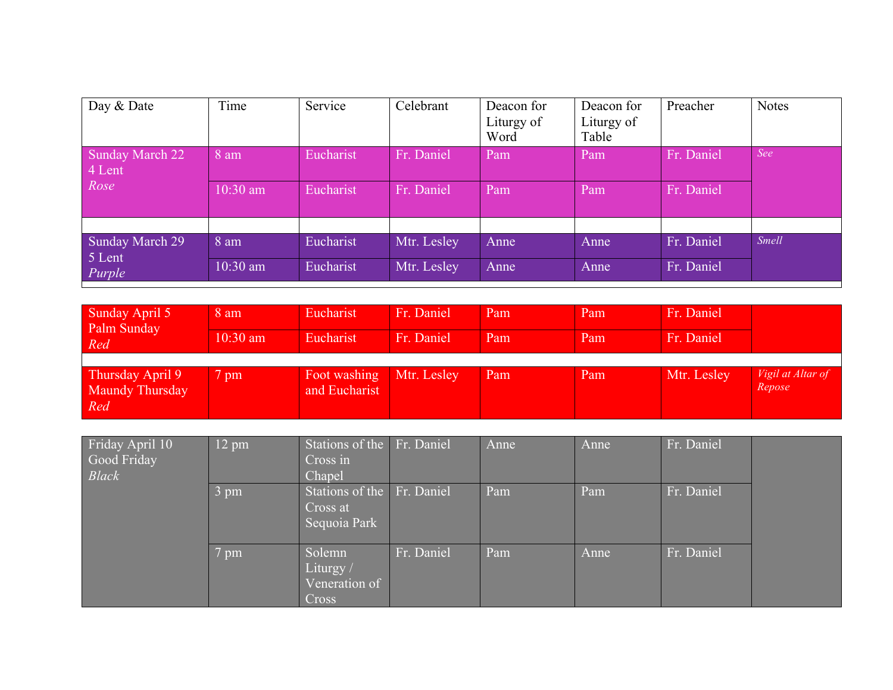| Day & Date | Time | Service | Celebrant | Deacon for Liturgy of Word | Deacon for Liturgy of Table | Preacher | Notes |
|---|---|---|---|---|---|---|---|
| Sunday March 22<br>4 Lent<br>*Rose* | 8 am | Eucharist | Fr. Daniel | Pam | Pam | Fr. Daniel | *See* |
| | 10:30 am | Eucharist | Fr. Daniel | Pam | Pam | Fr. Daniel | |
| | | | | | | | |
| Sunday March 29<br>5 Lent<br>*Purple* | 8 am | Eucharist | Mtr. Lesley | Anne | Anne | Fr. Daniel | *Smell* |
| | 10:30 am | Eucharist | Mtr. Lesley | Anne | Anne | Fr. Daniel | |
| | | | | | | | |
| Sunday April 5<br>Palm Sunday<br>*Red* | 8 am | Eucharist | Fr. Daniel | Pam | Pam | Fr. Daniel | |
| | 10:30 am | Eucharist | Fr. Daniel | Pam | Pam | Fr. Daniel | |
| | | | | | | | |
| Thursday April 9<br>Maundy Thursday<br>*Red* | 7 pm | Foot washing and Eucharist | Mtr. Lesley | Pam | Pam | Mtr. Lesley | *Vigil at Altar of Repose* |
| | | | | | | | |
| Friday April 10<br>Good Friday<br>*Black* | 12 pm | Stations of the Cross in Chapel | Fr. Daniel | Anne | Anne | Fr. Daniel | |
| | 3 pm | Stations of the Cross at Sequoia Park | Fr. Daniel | Pam | Pam | Fr. Daniel | |
| | 7 pm | Solemn Liturgy / Veneration of Cross | Fr. Daniel | Pam | Anne | Fr. Daniel | |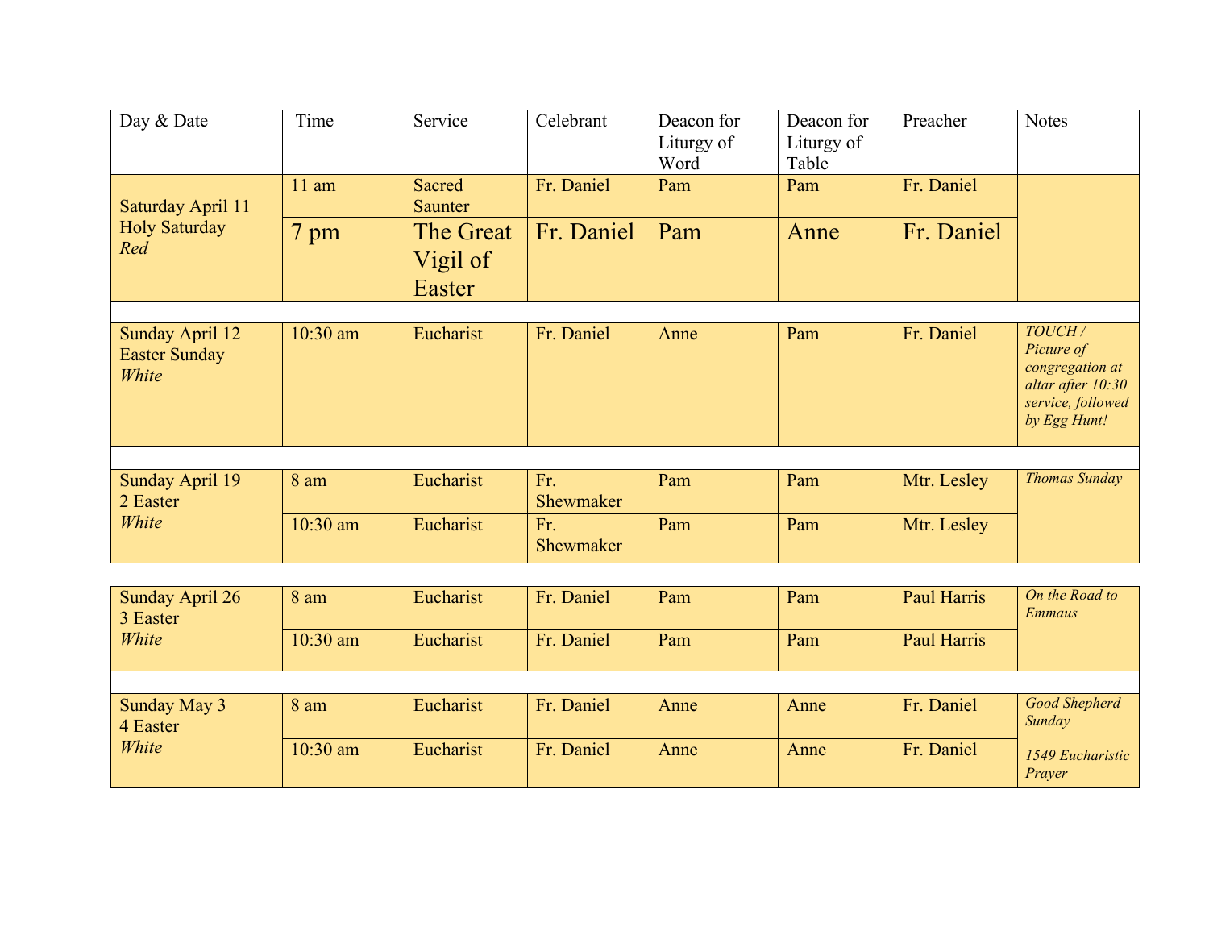| Day & Date | Time | Service | Celebrant | Deacon for Liturgy of Word | Deacon for Liturgy of Table | Preacher | Notes |
|---|---|---|---|---|---|---|---|
| Saturday April 11 Holy Saturday *Red* | 11 am | Sacred Saunter | Fr. Daniel | Pam | Pam | Fr. Daniel | |
| | 7 pm | The Great Vigil of Easter | Fr. Daniel | Pam | Anne | Fr. Daniel | |
| | | | | | | | |
| Sunday April 12 Easter Sunday *White* | 10:30 am | Eucharist | Fr. Daniel | Anne | Pam | Fr. Daniel | *TOUCH / Picture of congregation at altar after 10:30 service, followed by Egg Hunt!* |
| | | | | | | | |
| Sunday April 19 2 Easter *White* | 8 am | Eucharist | Fr. Shewmaker | Pam | Pam | Mtr. Lesley | *Thomas Sunday* |
| | 10:30 am | Eucharist | Fr. Shewmaker | Pam | Pam | Mtr. Lesley | |
| | | | | | | | |
| Sunday April 26 3 Easter *White* | 8 am | Eucharist | Fr. Daniel | Pam | Pam | Paul Harris | *On the Road to Emmaus* |
| | 10:30 am | Eucharist | Fr. Daniel | Pam | Pam | Paul Harris | |
| | | | | | | | |
| Sunday May 3 4 Easter *White* | 8 am | Eucharist | Fr. Daniel | Anne | Anne | Fr. Daniel | *Good Shepherd Sunday* |
| | 10:30 am | Eucharist | Fr. Daniel | Anne | Anne | Fr. Daniel | *1549 Eucharistic Prayer* |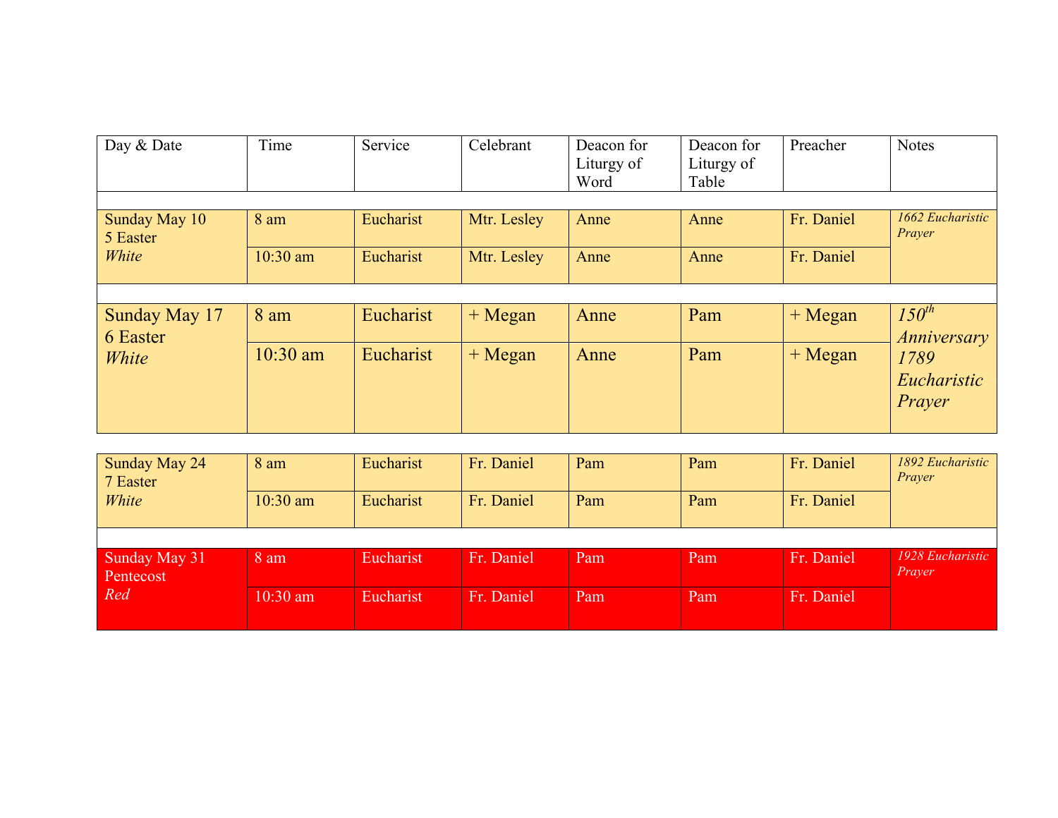| Day & Date | Time | Service | Celebrant | Deacon for Liturgy of Word | Deacon for Liturgy of Table | Preacher | Notes |
|---|---|---|---|---|---|---|---|
| Sunday May 10<br>5 Easter<br>*White* | 8 am | Eucharist | Mtr. Lesley | Anne | Anne | Fr. Daniel | *1662 Eucharistic Prayer* |
| | 10:30 am | Eucharist | Mtr. Lesley | Anne | Anne | Fr. Daniel | |
| Sunday May 17<br>6 Easter<br>*White* | 8 am | Eucharist | + Megan | Anne | Pam | + Megan | *150th Anniversary 1789 Eucharistic Prayer* |
| | 10:30 am | Eucharist | + Megan | Anne | Pam | + Megan | |
| Sunday May 24<br>7 Easter<br>*White* | 8 am | Eucharist | Fr. Daniel | Pam | Pam | Fr. Daniel | *1892 Eucharistic Prayer* |
| | 10:30 am | Eucharist | Fr. Daniel | Pam | Pam | Fr. Daniel | |
| Sunday May 31<br>Pentecost<br>*Red* | 8 am | Eucharist | Fr. Daniel | Pam | Pam | Fr. Daniel | *1928 Eucharistic Prayer* |
| | 10:30 am | Eucharist | Fr. Daniel | Pam | Pam | Fr. Daniel | |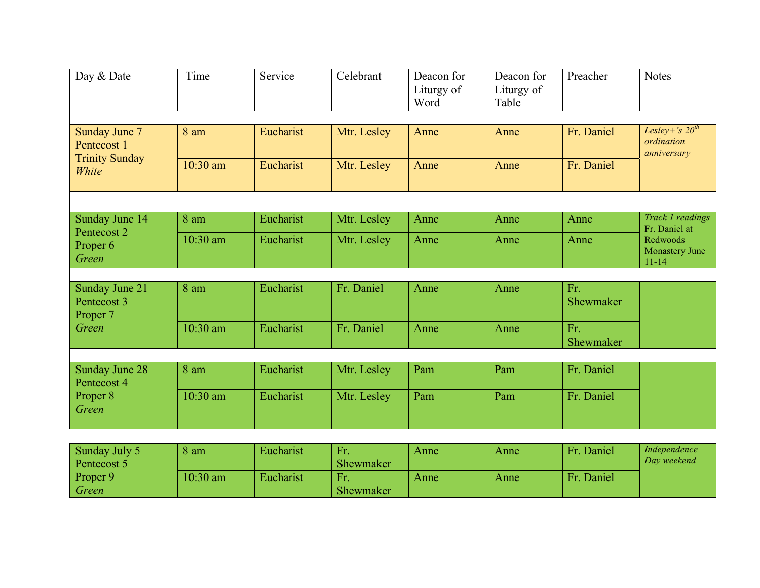| Day & Date | Time | Service | Celebrant | Deacon for Liturgy of Word | Deacon for Liturgy of Table | Preacher | Notes |
|---|---|---|---|---|---|---|---|
| | | | | | | | |
| Sunday June 7 Pentecost 1 Trinity Sunday *White* | 8 am | Eucharist | Mtr. Lesley | Anne | Anne | Fr. Daniel | *Lesley+'s 20th ordination anniversary* |
| | 10:30 am | Eucharist | Mtr. Lesley | Anne | Anne | Fr. Daniel | |
| | | | | | | | |
| Sunday June 14 Pentecost 2 Proper 6 *Green* | 8 am | Eucharist | Mtr. Lesley | Anne | Anne | Anne | *Track 1 readings* Fr. Daniel at Redwoods Monastery June 11-14 |
| | 10:30 am | Eucharist | Mtr. Lesley | Anne | Anne | Anne | |
| | | | | | | | |
| Sunday June 21 Pentecost 3 Proper 7 *Green* | 8 am | Eucharist | Fr. Daniel | Anne | Anne | Fr. Shewmaker | |
| | 10:30 am | Eucharist | Fr. Daniel | Anne | Anne | Fr. Shewmaker | |
| | | | | | | | |
| Sunday June 28 Pentecost 4 Proper 8 *Green* | 8 am | Eucharist | Mtr. Lesley | Pam | Pam | Fr. Daniel | |
| | 10:30 am | Eucharist | Mtr. Lesley | Pam | Pam | Fr. Daniel | |
| | | | | | | | |
| Sunday July 5 Pentecost 5 Proper 9 *Green* | 8 am | Eucharist | Fr. Shewmaker | Anne | Anne | Fr. Daniel | *Independence Day weekend* |
| | 10:30 am | Eucharist | Fr. Shewmaker | Anne | Anne | Fr. Daniel | |